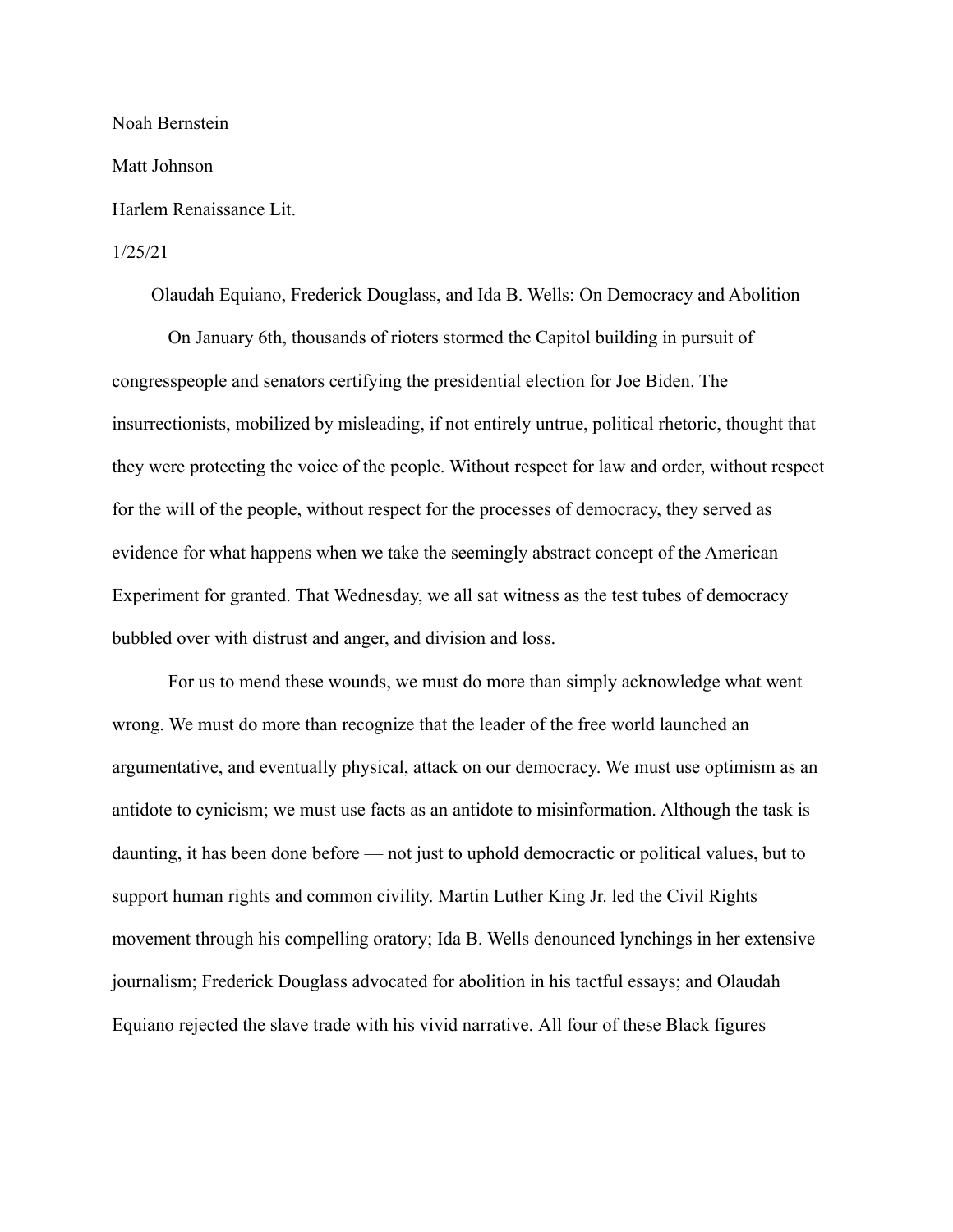Noah Bernstein

Matt Johnson

Harlem Renaissance Lit.

1/25/21

Olaudah Equiano, Frederick Douglass, and Ida B. Wells: On Democracy and Abolition

On January 6th, thousands of rioters stormed the Capitol building in pursuit of congresspeople and senators certifying the presidential election for Joe Biden. The insurrectionists, mobilized by misleading, if not entirely untrue, political rhetoric, thought that they were protecting the voice of the people. Without respect for law and order, without respect for the will of the people, without respect for the processes of democracy, they served as evidence for what happens when we take the seemingly abstract concept of the American Experiment for granted. That Wednesday, we all sat witness as the test tubes of democracy bubbled over with distrust and anger, and division and loss.

For us to mend these wounds, we must do more than simply acknowledge what went wrong. We must do more than recognize that the leader of the free world launched an argumentative, and eventually physical, attack on our democracy. We must use optimism as an antidote to cynicism; we must use facts as an antidote to misinformation. Although the task is daunting, it has been done before — not just to uphold democractic or political values, but to support human rights and common civility. Martin Luther King Jr. led the Civil Rights movement through his compelling oratory; Ida B. Wells denounced lynchings in her extensive journalism; Frederick Douglass advocated for abolition in his tactful essays; and Olaudah Equiano rejected the slave trade with his vivid narrative. All four of these Black figures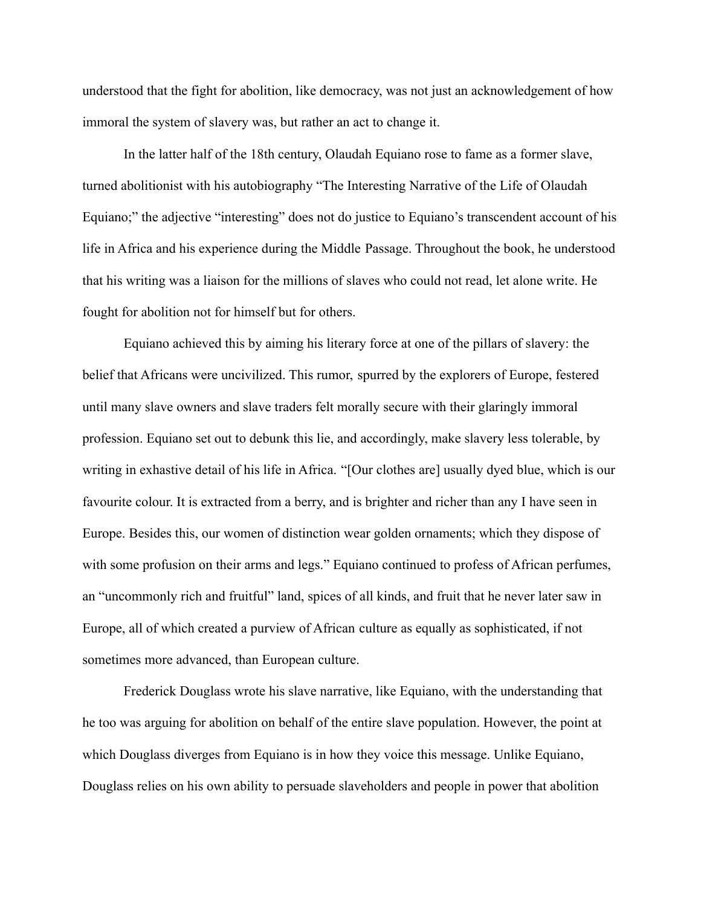understood that the fight for abolition, like democracy, was not just an acknowledgement of how immoral the system of slavery was, but rather an act to change it.

In the latter half of the 18th century, Olaudah Equiano rose to fame as a former slave, turned abolitionist with his autobiography "The Interesting Narrative of the Life of Olaudah Equiano;" the adjective "interesting" does not do justice to Equiano's transcendent account of his life in Africa and his experience during the Middle Passage. Throughout the book, he understood that his writing was a liaison for the millions of slaves who could not read, let alone write. He fought for abolition not for himself but for others.

Equiano achieved this by aiming his literary force at one of the pillars of slavery: the belief that Africans were uncivilized. This rumor, spurred by the explorers of Europe, festered until many slave owners and slave traders felt morally secure with their glaringly immoral profession. Equiano set out to debunk this lie, and accordingly, make slavery less tolerable, by writing in exhaustive detail of his life in Africa. "[Our clothes are] usually dyed blue, which is our favourite colour. It is extracted from a berry, and is brighter and richer than any I have seen in Europe. Besides this, our women of distinction wear golden ornaments; which they dispose of with some profusion on their arms and legs." Equiano continued to profess of African perfumes, an "uncommonly rich and fruitful" land, spices of all kinds, and fruit that he never later saw in Europe, all of which created a purview of African culture as equally as sophisticated, if not sometimes more advanced, than European culture.

Frederick Douglass wrote his slave narrative, like Equiano, with the understanding that he too was arguing for abolition on behalf of the entire slave population. However, the point at which Douglass diverges from Equiano is in how they voice this message. Unlike Equiano, Douglass relies on his own ability to persuade slaveholders and people in power that abolition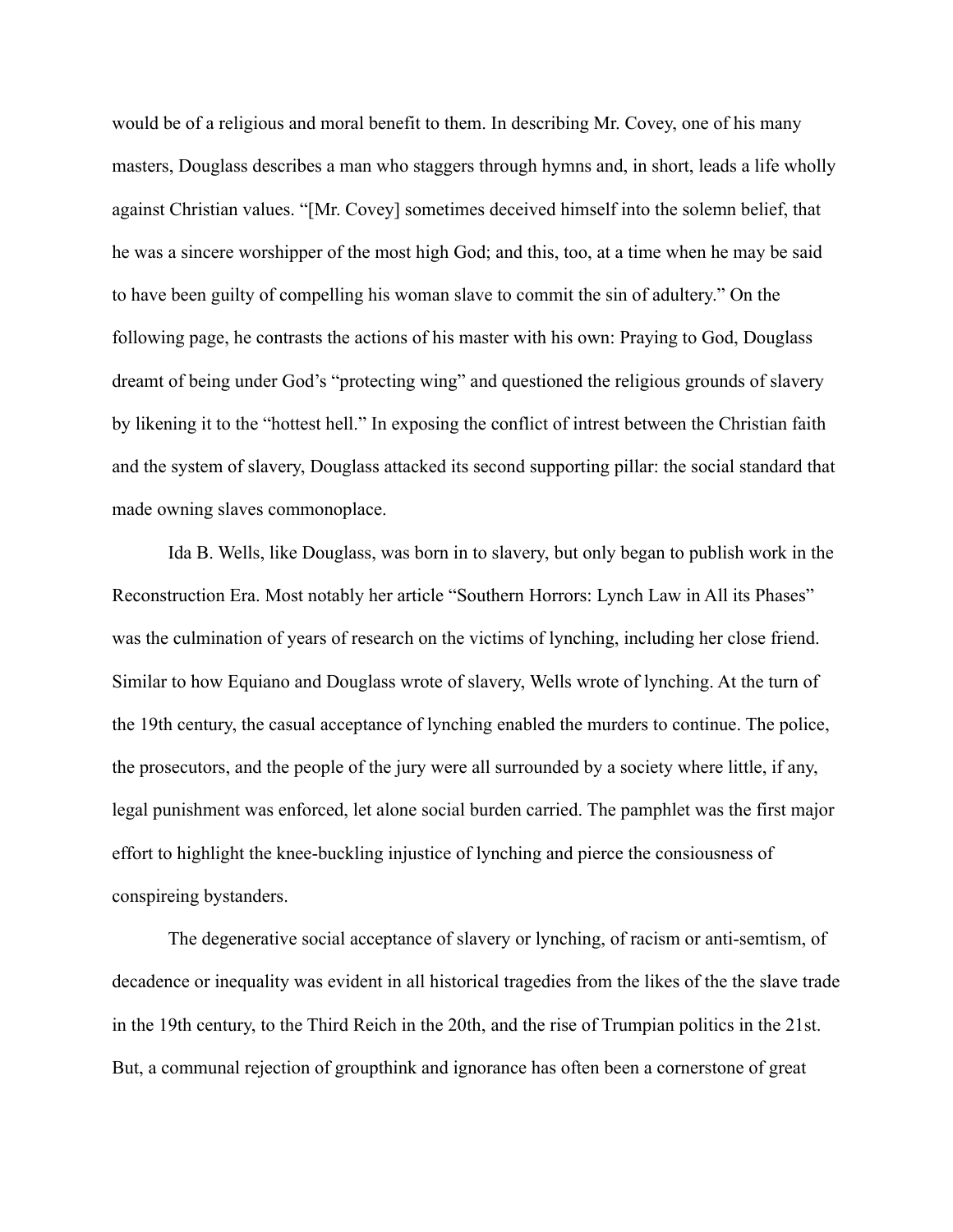would be of a religious and moral benefit to them. In describing Mr. Covey, one of his many masters, Douglass describes a man who staggers through hymns and, in short, leads a life wholly against Christian values. “[Mr. Covey] sometimes deceived himself into the solemn belief, that he was a sincere worshipper of the most high God; and this, too, at a time when he may be said to have been guilty of compelling his woman slave to commit the sin of adultery.” On the following page, he contrasts the actions of his master with his own: Praying to God, Douglass dreamt of being under God’s “protecting wing” and questioned the religious grounds of slavery by likening it to the “hottest hell.” In exposing the conflict of intrest between the Christian faith and the system of slavery, Douglass attacked its second supporting pillar: the social standard that made owning slaves commonoplace.

Ida B. Wells, like Douglass, was born in to slavery, but only began to publish work in the Reconstruction Era. Most notably her article “Southern Horrors: Lynch Law in All its Phases” was the culmination of years of research on the victims of lynching, including her close friend. Similar to how Equiano and Douglass wrote of slavery, Wells wrote of lynching. At the turn of the 19th century, the casual acceptance of lynching enabled the murders to continue. The police, the prosecutors, and the people of the jury were all surrounded by a society where little, if any, legal punishment was enforced, let alone social burden carried. The pamphlet was the first major effort to highlight the knee-buckling injustice of lynching and pierce the consiousness of conspireing bystanders.

The degenerative social acceptance of slavery or lynching, of racism or anti-semtism, of decadence or inequality was evident in all historical tragedies from the likes of the the slave trade in the 19th century, to the Third Reich in the 20th, and the rise of Trumpian politics in the 21st. But, a communal rejection of groupthink and ignorance has often been a cornerstone of great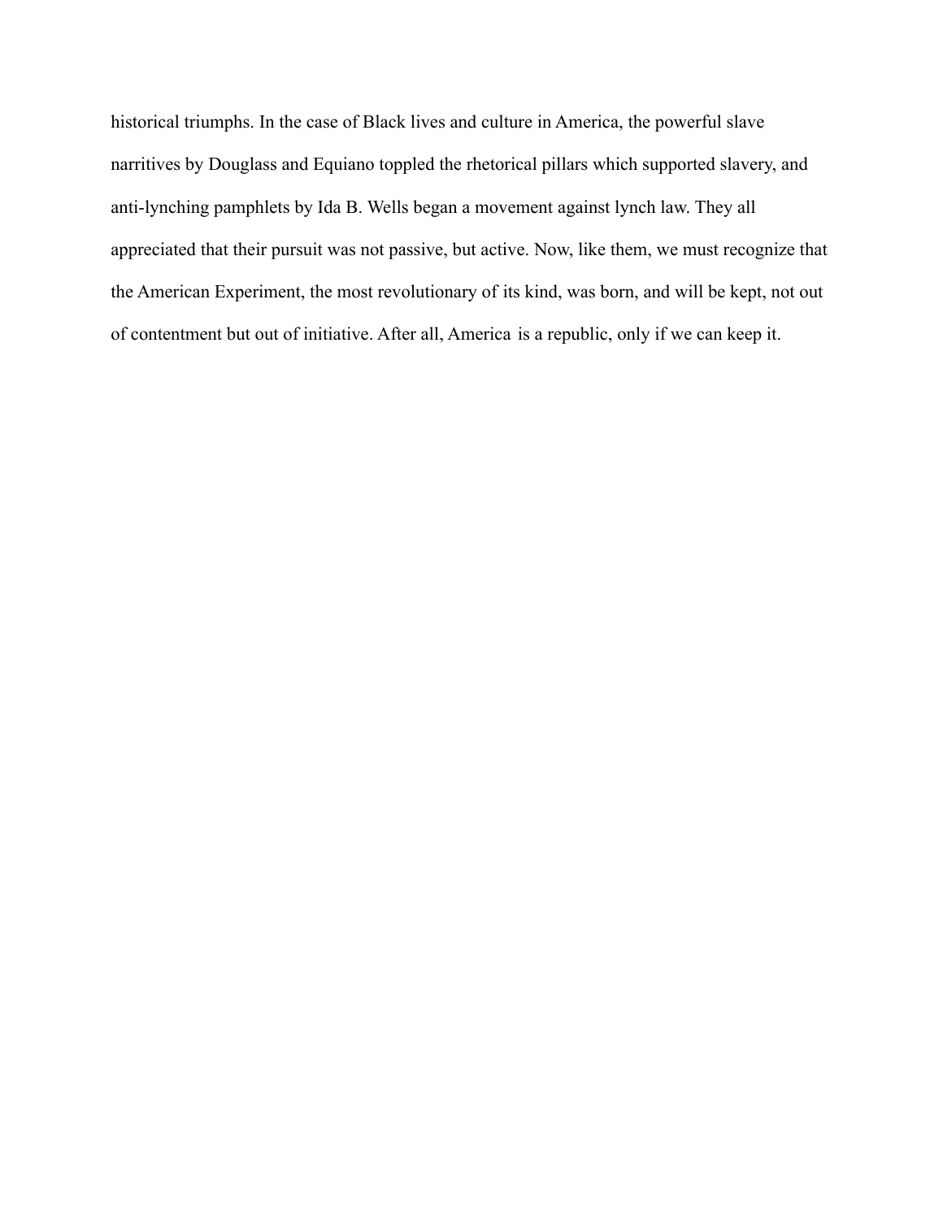historical triumphs. In the case of Black lives and culture in America, the powerful slave narritives by Douglass and Equiano toppled the rhetorical pillars which supported slavery, and anti-lynching pamphlets by Ida B. Wells began a movement against lynch law. They all appreciated that their pursuit was not passive, but active. Now, like them, we must recognize that the American Experiment, the most revolutionary of its kind, was born, and will be kept, not out of contentment but out of initiative. After all, America is a republic, only if we can keep it.